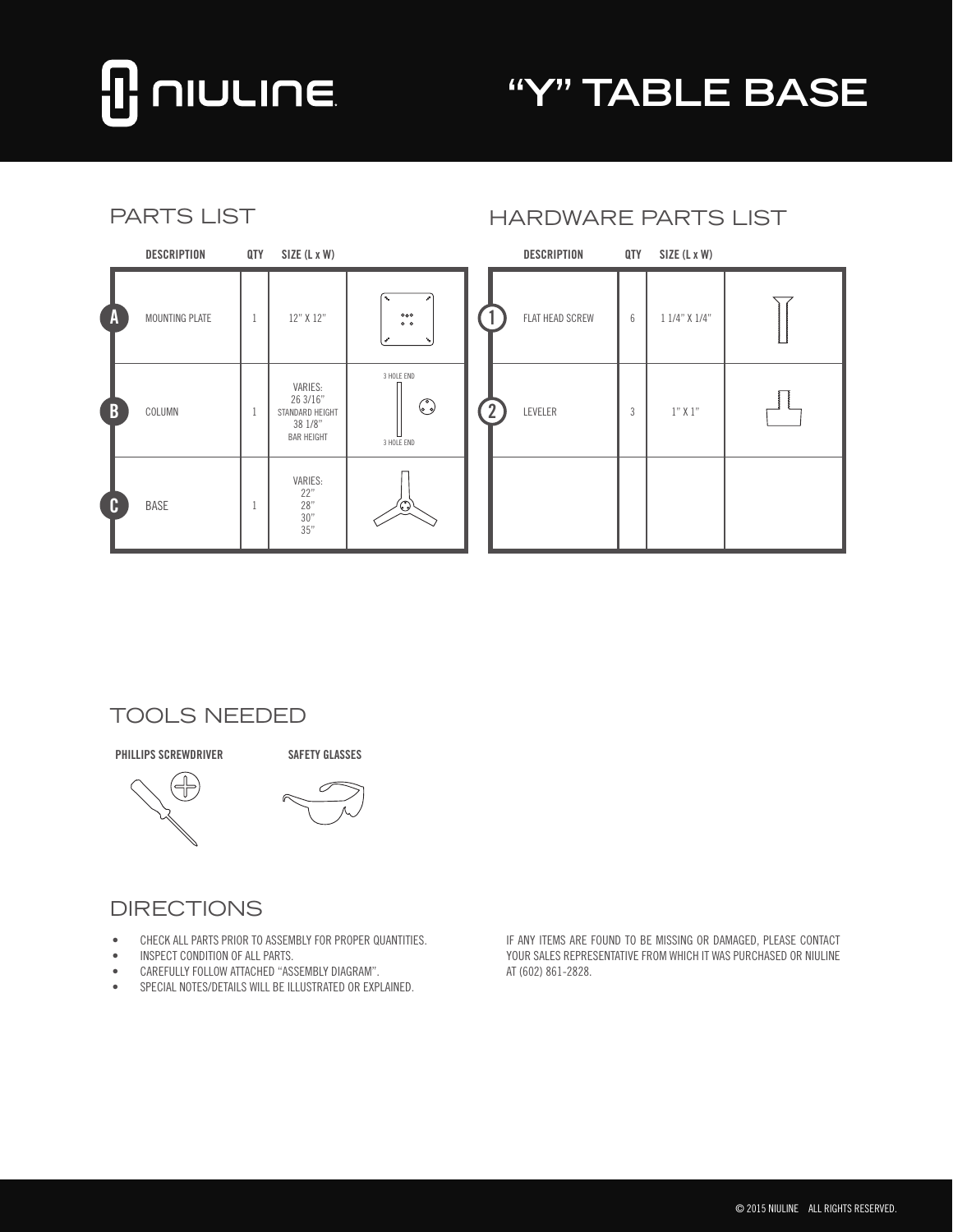# NIULINE

# "Y" TABLE BASE

## PARTS LIST

| | DESCRIPTION | QTY | SIZE (L x W) | |
|---|---|---|---|---|
| A | MOUNTING PLATE | 1 | 12" X 12" | |
| B | COLUMN | 1 | VARIES: 26 3/16" STANDARD HEIGHT 38 1/8" BAR HEIGHT | 3 HOLE END / 3 HOLE END |
| C | BASE | 1 | VARIES: 22" 28" 30" 35" | |

## HARDWARE PARTS LIST

| | DESCRIPTION | QTY | SIZE (L x W) | |
|---|---|---|---|---|
| 1 | FLAT HEAD SCREW | 6 | 1 1/4" X 1/4" | |
| 2 | LEVELER | 3 | 1" X 1" | |

## TOOLS NEEDED

**PHILLIPS SCREWDRIVER**

**SAFETY GLASSES**

## DIRECTIONS

- CHECK ALL PARTS PRIOR TO ASSEMBLY FOR PROPER QUANTITIES.
- INSPECT CONDITION OF ALL PARTS.
- CAREFULLY FOLLOW ATTACHED "ASSEMBLY DIAGRAM".
- SPECIAL NOTES/DETAILS WILL BE ILLUSTRATED OR EXPLAINED.

IF ANY ITEMS ARE FOUND TO BE MISSING OR DAMAGED, PLEASE CONTACT YOUR SALES REPRESENTATIVE FROM WHICH IT WAS PURCHASED OR NIULINE AT (602) 861-2828.

© 2015 NIULINE ALL RIGHTS RESERVED.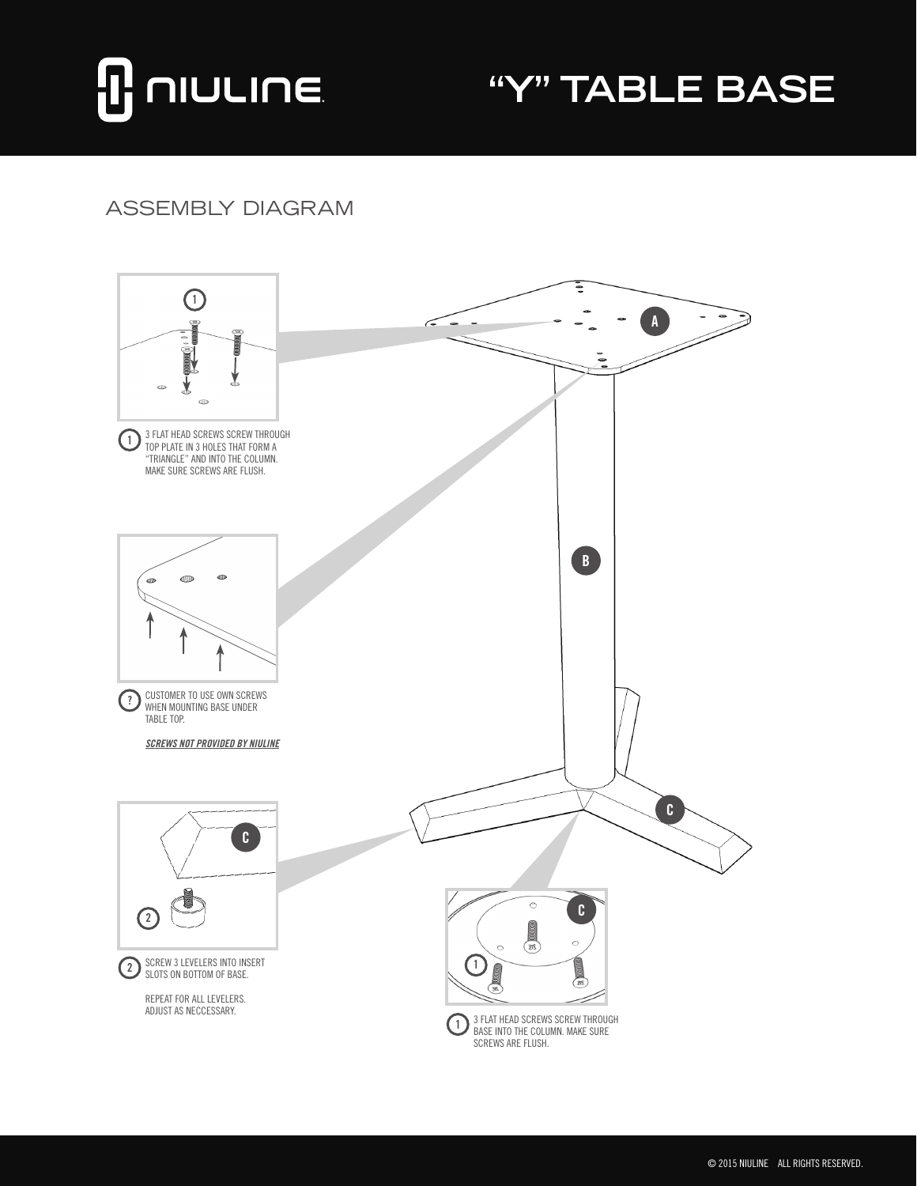# "Y" TABLE BASE

## ASSEMBLY DIAGRAM

A

B

C

1 — 3 FLAT HEAD SCREWS SCREW THROUGH TOP PLATE IN 3 HOLES THAT FORM A "TRIANGLE" AND INTO THE COLUMN. MAKE SURE SCREWS ARE FLUSH.

? — CUSTOMER TO USE OWN SCREWS WHEN MOUNTING BASE UNDER TABLE TOP.

***SCREWS NOT PROVIDED BY NIULINE***

2 — SCREW 3 LEVELERS INTO INSERT SLOTS ON BOTTOM OF BASE.

REPEAT FOR ALL LEVELERS. ADJUST AS NECCESSARY.

1 — 3 FLAT HEAD SCREWS SCREW THROUGH BASE INTO THE COLUMN. MAKE SURE SCREWS ARE FLUSH.

© 2015 NIULINE ALL RIGHTS RESERVED.